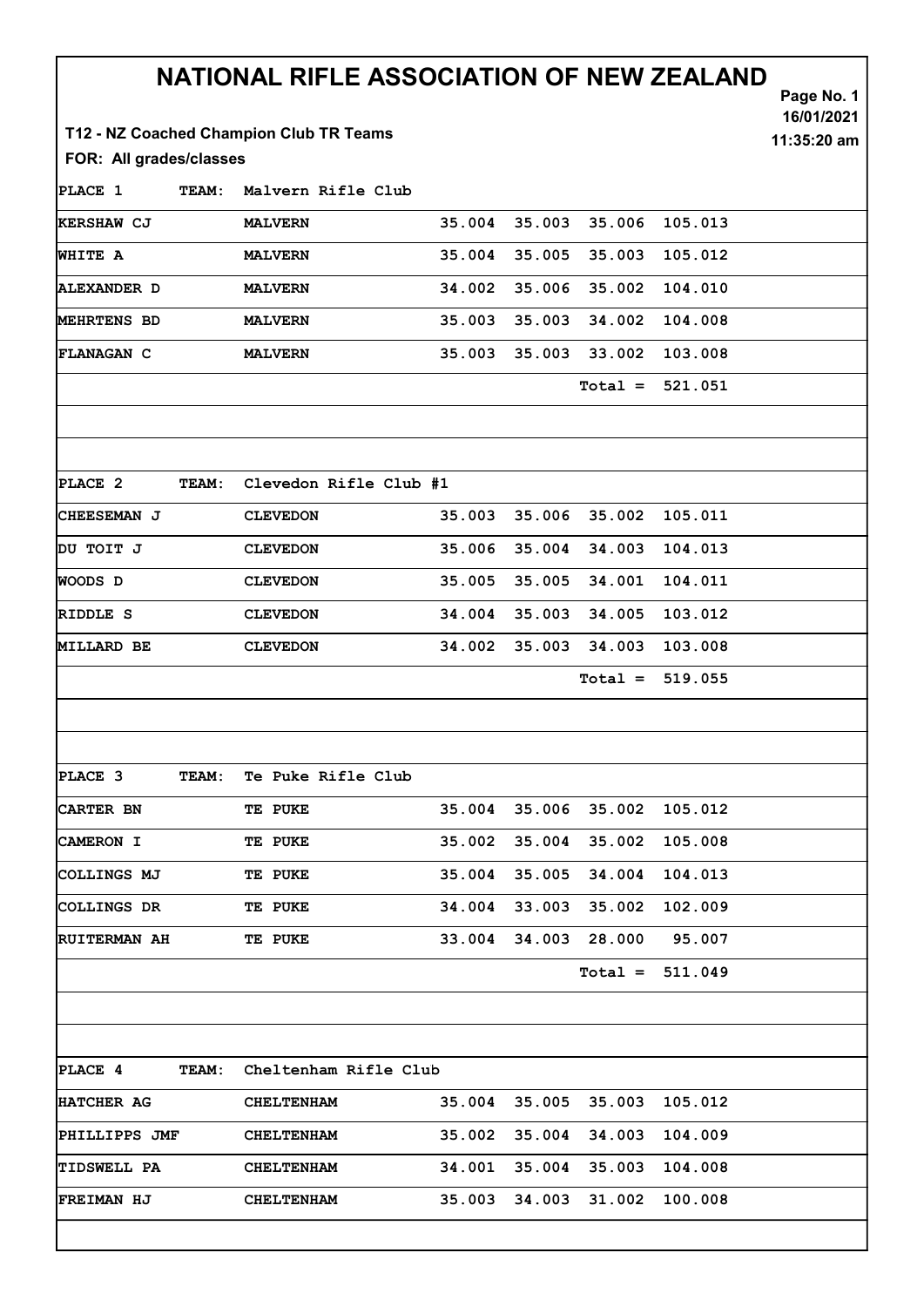# NATIONAL RIFLE ASSOCIATION OF NEW ZEALAND

Page No. 1
16/01/2021
11:35:20 am

**T12 - NZ Coached Champion Club TR Teams**

**FOR: All grades/classes**

| PLACE 1 | TEAM: Malvern Rifle Club | | | | |
|---|---|---|---|---|---|
| KERSHAW CJ | MALVERN | 35.004 | 35.003 | 35.006 | 105.013 |
| WHITE A | MALVERN | 35.004 | 35.005 | 35.003 | 105.012 |
| ALEXANDER D | MALVERN | 34.002 | 35.006 | 35.002 | 104.010 |
| MEHRTENS BD | MALVERN | 35.003 | 35.003 | 34.002 | 104.008 |
| FLANAGAN C | MALVERN | 35.003 | 35.003 | 33.002 | 103.008 |
| | | | | Total = | 521.051 |

| PLACE 2 | TEAM: Clevedon Rifle Club #1 | | | | |
|---|---|---|---|---|---|
| CHEESEMAN J | CLEVEDON | 35.003 | 35.006 | 35.002 | 105.011 |
| DU TOIT J | CLEVEDON | 35.006 | 35.004 | 34.003 | 104.013 |
| WOODS D | CLEVEDON | 35.005 | 35.005 | 34.001 | 104.011 |
| RIDDLE S | CLEVEDON | 34.004 | 35.003 | 34.005 | 103.012 |
| MILLARD BE | CLEVEDON | 34.002 | 35.003 | 34.003 | 103.008 |
| | | | | Total = | 519.055 |

| PLACE 3 | TEAM: Te Puke Rifle Club | | | | |
|---|---|---|---|---|---|
| CARTER BN | TE PUKE | 35.004 | 35.006 | 35.002 | 105.012 |
| CAMERON I | TE PUKE | 35.002 | 35.004 | 35.002 | 105.008 |
| COLLINGS MJ | TE PUKE | 35.004 | 35.005 | 34.004 | 104.013 |
| COLLINGS DR | TE PUKE | 34.004 | 33.003 | 35.002 | 102.009 |
| RUITERMAN AH | TE PUKE | 33.004 | 34.003 | 28.000 | 95.007 |
| | | | | Total = | 511.049 |

| PLACE 4 | TEAM: Cheltenham Rifle Club | | | | |
|---|---|---|---|---|---|
| HATCHER AG | CHELTENHAM | 35.004 | 35.005 | 35.003 | 105.012 |
| PHILLIPPS JMF | CHELTENHAM | 35.002 | 35.004 | 34.003 | 104.009 |
| TIDSWELL PA | CHELTENHAM | 34.001 | 35.004 | 35.003 | 104.008 |
| FREIMAN HJ | CHELTENHAM | 35.003 | 34.003 | 31.002 | 100.008 |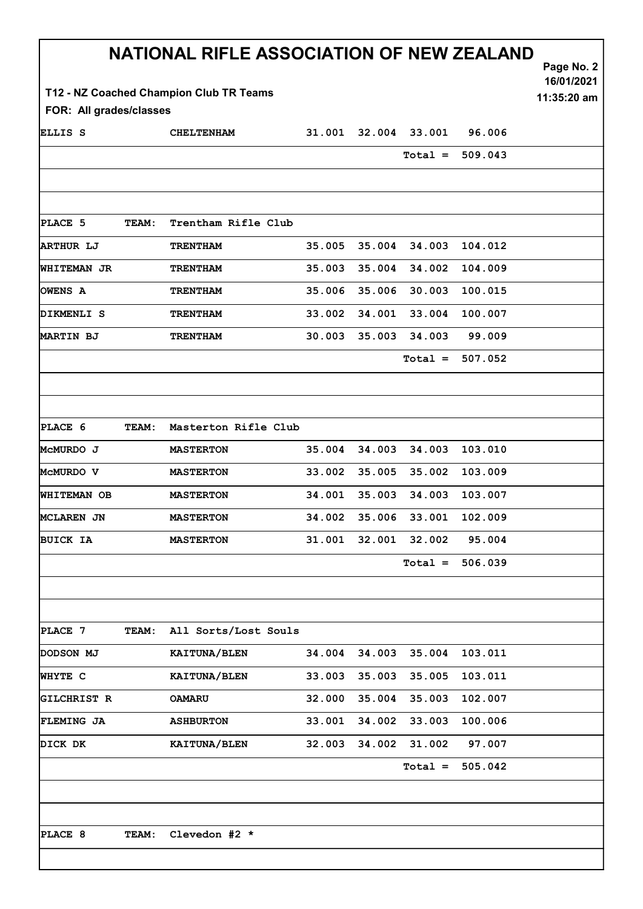# NATIONAL RIFLE ASSOCIATION OF NEW ZEALAND

T12 - NZ Coached Champion Club TR Teams

FOR: All grades/classes

16/01/2021
11:35:20 am

| | | | | | |
|---|---|---|---|---|---|
| ELLIS S | CHELTENHAM | 31.001 | 32.004 | 33.001 | 96.006 |
| | | | | Total = | 509.043 |
| | | | | | |
| PLACE 5 TEAM: | Trentham Rifle Club | | | | |
| ARTHUR LJ | TRENTHAM | 35.005 | 35.004 | 34.003 | 104.012 |
| WHITEMAN JR | TRENTHAM | 35.003 | 35.004 | 34.002 | 104.009 |
| OWENS A | TRENTHAM | 35.006 | 35.006 | 30.003 | 100.015 |
| DIKMENLI S | TRENTHAM | 33.002 | 34.001 | 33.004 | 100.007 |
| MARTIN BJ | TRENTHAM | 30.003 | 35.003 | 34.003 | 99.009 |
| | | | | Total = | 507.052 |
| | | | | | |
| PLACE 6 TEAM: | Masterton Rifle Club | | | | |
| McMURDO J | MASTERTON | 35.004 | 34.003 | 34.003 | 103.010 |
| McMURDO V | MASTERTON | 33.002 | 35.005 | 35.002 | 103.009 |
| WHITEMAN OB | MASTERTON | 34.001 | 35.003 | 34.003 | 103.007 |
| MCLAREN JN | MASTERTON | 34.002 | 35.006 | 33.001 | 102.009 |
| BUICK IA | MASTERTON | 31.001 | 32.001 | 32.002 | 95.004 |
| | | | | Total = | 506.039 |
| | | | | | |
| PLACE 7 TEAM: | All Sorts/Lost Souls | | | | |
| DODSON MJ | KAITUNA/BLEN | 34.004 | 34.003 | 35.004 | 103.011 |
| WHYTE C | KAITUNA/BLEN | 33.003 | 35.003 | 35.005 | 103.011 |
| GILCHRIST R | OAMARU | 32.000 | 35.004 | 35.003 | 102.007 |
| FLEMING JA | ASHBURTON | 33.001 | 34.002 | 33.003 | 100.006 |
| DICK DK | KAITUNA/BLEN | 32.003 | 34.002 | 31.002 | 97.007 |
| | | | | Total = | 505.042 |
| | | | | | |
| PLACE 8 TEAM: | Clevedon #2 * | | | | |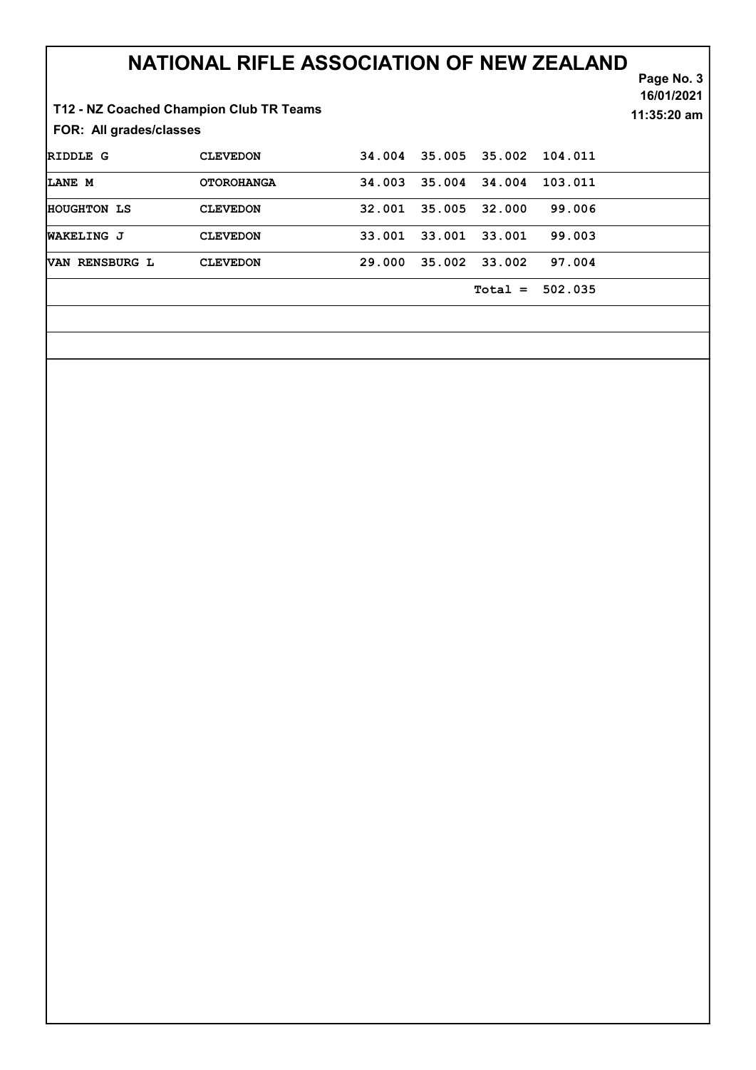# NATIONAL RIFLE ASSOCIATION OF NEW ZEALAND

Page No. 3
16/01/2021
11:35:20 am

**T12 - NZ Coached Champion Club TR Teams**

**FOR: All grades/classes**

| | | | | | |
|---|---|---|---|---|---|
| RIDDLE G | CLEVEDON | 34.004 | 35.005 | 35.002 | 104.011 |
| LANE M | OTOROHANGA | 34.003 | 35.004 | 34.004 | 103.011 |
| HOUGHTON LS | CLEVEDON | 32.001 | 35.005 | 32.000 | 99.006 |
| WAKELING J | CLEVEDON | 33.001 | 33.001 | 33.001 | 99.003 |
| VAN RENSBURG L | CLEVEDON | 29.000 | 35.002 | 33.002 | 97.004 |
| | | | | Total = | 502.035 |